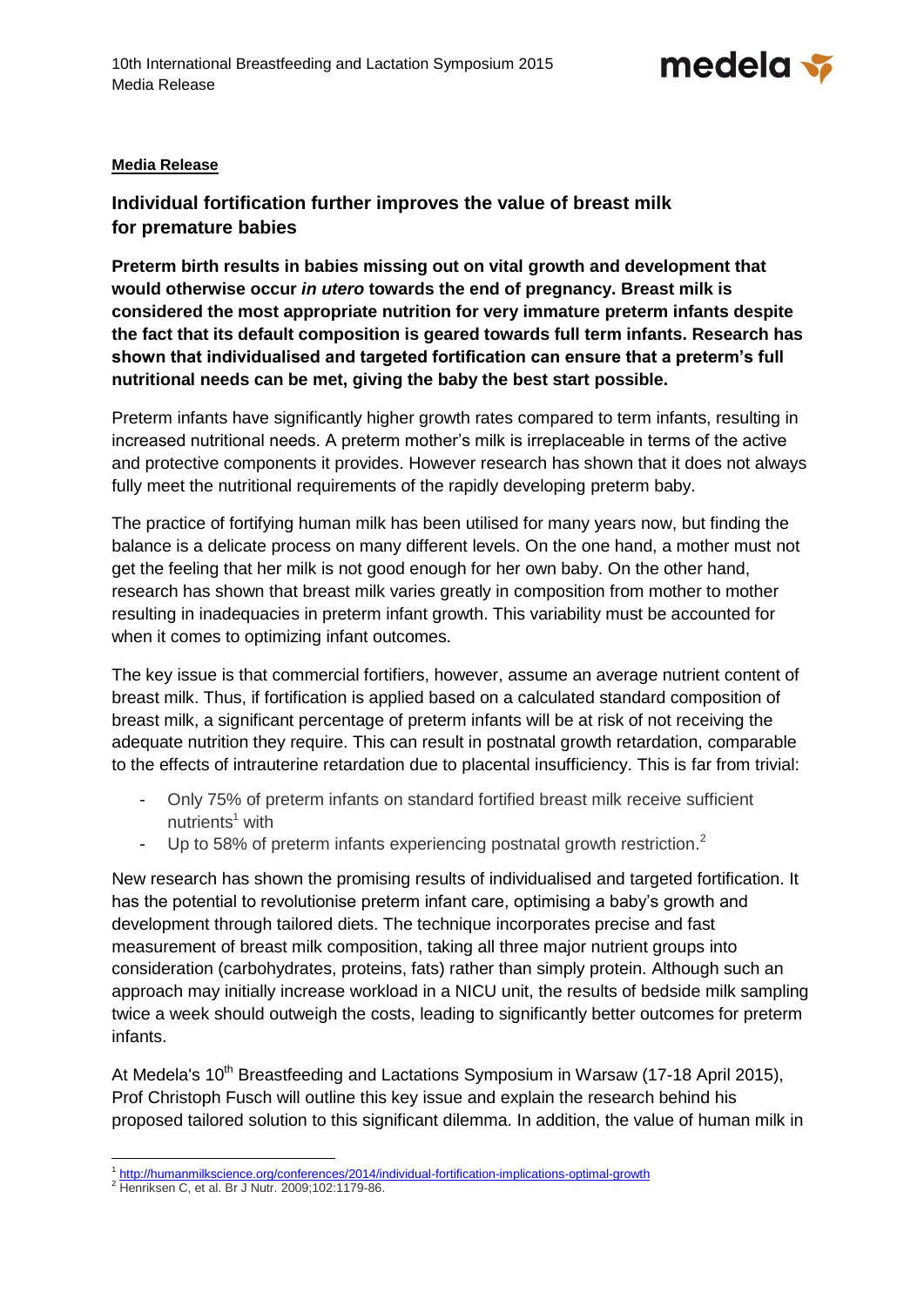**Media Release**

## Individual fortification further improves the value of breast milk for premature babies

**Preterm birth results in babies missing out on vital growth and development that would otherwise occur *in utero* towards the end of pregnancy. Breast milk is considered the most appropriate nutrition for very immature preterm infants despite the fact that its default composition is geared towards full term infants. Research has shown that individualised and targeted fortification can ensure that a preterm's full nutritional needs can be met, giving the baby the best start possible.**

Preterm infants have significantly higher growth rates compared to term infants, resulting in increased nutritional needs. A preterm mother's milk is irreplaceable in terms of the active and protective components it provides. However research has shown that it does not always fully meet the nutritional requirements of the rapidly developing preterm baby.

The practice of fortifying human milk has been utilised for many years now, but finding the balance is a delicate process on many different levels. On the one hand, a mother must not get the feeling that her milk is not good enough for her own baby. On the other hand, research has shown that breast milk varies greatly in composition from mother to mother resulting in inadequacies in preterm infant growth. This variability must be accounted for when it comes to optimizing infant outcomes.

The key issue is that commercial fortifiers, however, assume an average nutrient content of breast milk. Thus, if fortification is applied based on a calculated standard composition of breast milk, a significant percentage of preterm infants will be at risk of not receiving the adequate nutrition they require. This can result in postnatal growth retardation, comparable to the effects of intrauterine retardation due to placental insufficiency. This is far from trivial:

- Only 75% of preterm infants on standard fortified breast milk receive sufficient nutrients[1] with
- Up to 58% of preterm infants experiencing postnatal growth restriction.[2]

New research has shown the promising results of individualised and targeted fortification. It has the potential to revolutionise preterm infant care, optimising a baby's growth and development through tailored diets. The technique incorporates precise and fast measurement of breast milk composition, taking all three major nutrient groups into consideration (carbohydrates, proteins, fats) rather than simply protein. Although such an approach may initially increase workload in a NICU unit, the results of bedside milk sampling twice a week should outweigh the costs, leading to significantly better outcomes for preterm infants.

At Medela's 10th Breastfeeding and Lactations Symposium in Warsaw (17-18 April 2015), Prof Christoph Fusch will outline this key issue and explain the research behind his proposed tailored solution to this significant dilemma. In addition, the value of human milk in

---

[1] http://humanmilkscience.org/conferences/2014/individual-fortification-implications-optimal-growth

[2] Henriksen C, et al. Br J Nutr. 2009;102:1179-86.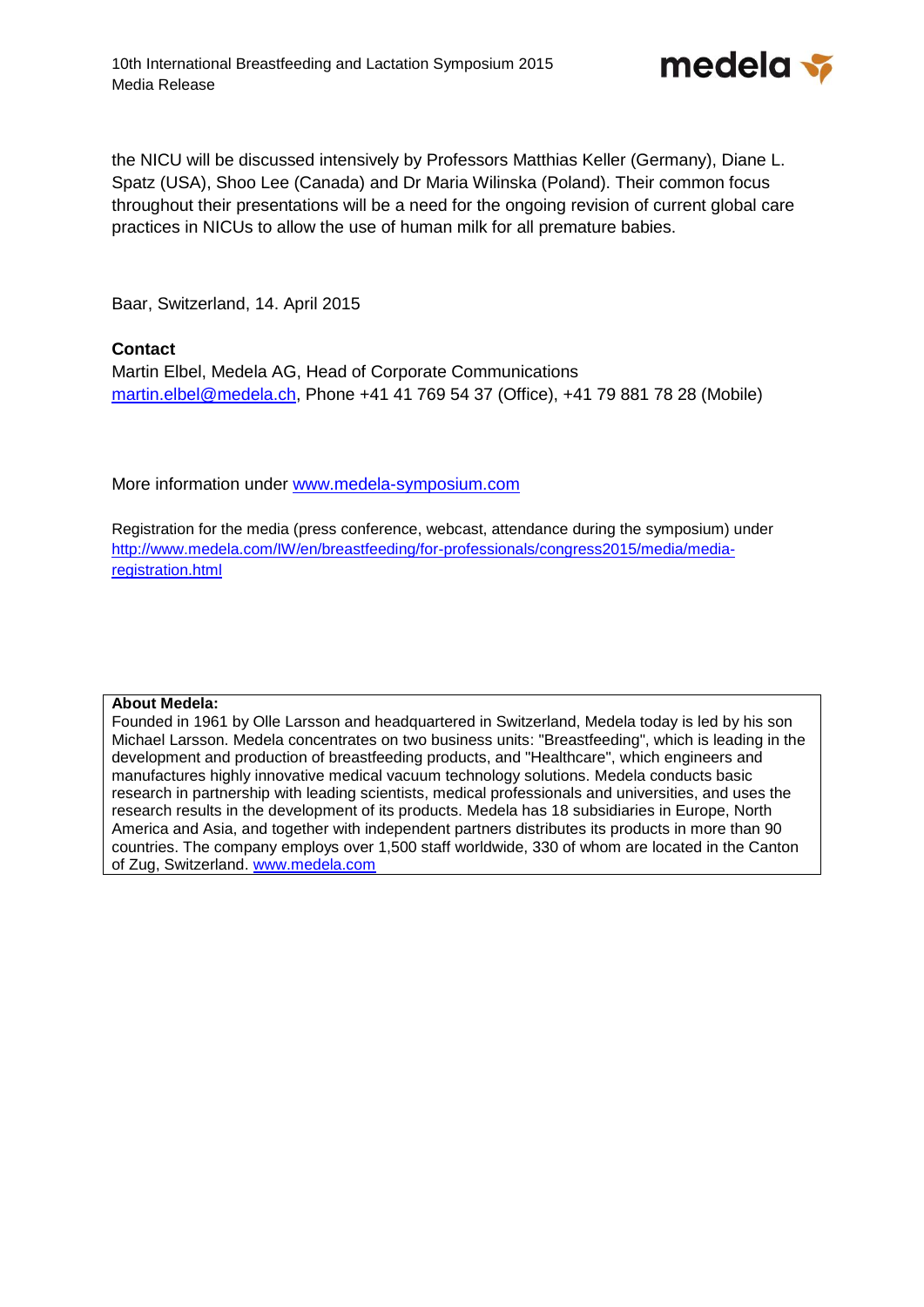the NICU will be discussed intensively by Professors Matthias Keller (Germany), Diane L. Spatz (USA), Shoo Lee (Canada) and Dr Maria Wilinska (Poland). Their common focus throughout their presentations will be a need for the ongoing revision of current global care practices in NICUs to allow the use of human milk for all premature babies.

Baar, Switzerland, 14. April 2015

**Contact**
Martin Elbel, Medela AG, Head of Corporate Communications
martin.elbel@medela.ch, Phone +41 41 769 54 37 (Office), +41 79 881 78 28 (Mobile)

More information under www.medela-symposium.com

Registration for the media (press conference, webcast, attendance during the symposium) under http://www.medela.com/IW/en/breastfeeding/for-professionals/congress2015/media/media-registration.html

**About Medela:**
Founded in 1961 by Olle Larsson and headquartered in Switzerland, Medela today is led by his son Michael Larsson. Medela concentrates on two business units: "Breastfeeding", which is leading in the development and production of breastfeeding products, and "Healthcare", which engineers and manufactures highly innovative medical vacuum technology solutions. Medela conducts basic research in partnership with leading scientists, medical professionals and universities, and uses the research results in the development of its products. Medela has 18 subsidiaries in Europe, North America and Asia, and together with independent partners distributes its products in more than 90 countries. The company employs over 1,500 staff worldwide, 330 of whom are located in the Canton of Zug, Switzerland. www.medela.com